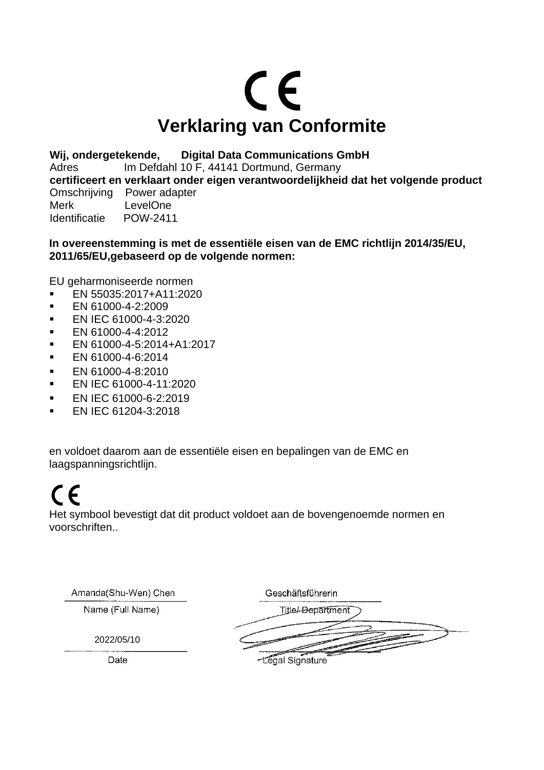# Verklaring van Conformite

**Wij, ondergetekende,** **Digital Data Communications GmbH**
Adres Im Defdahl 10 F, 44141 Dortmund, Germany
**certificeert en verklaart onder eigen verantwoordelijkheid dat het volgende product**
Omschrijving Power adapter
Merk LevelOne
Identificatie POW-2411

**In overeenstemming is met de essentiële eisen van de EMC richtlijn 2014/35/EU, 2011/65/EU,gebaseerd op de volgende normen:**

EU geharmoniseerde normen

- EN 55035:2017+A11:2020
- EN 61000-4-2:2009
- EN IEC 61000-4-3:2020
- EN 61000-4-4:2012
- EN 61000-4-5:2014+A1:2017
- EN 61000-4-6:2014
- EN 61000-4-8:2010
- EN IEC 61000-4-11:2020
- EN IEC 61000-6-2:2019
- EN IEC 61204-3:2018

en voldoet daarom aan de essentiële eisen en bepalingen van de EMC en laagspanningsrichtlijn.

CE

Het symbool bevestigt dat dit product voldoet aan de bovengenoemde normen en voorschriften..

| Amanda(Shu-Wen) Chen | Geschäftsführerin |
|---|---|
| Name (Full Name) | Title/ Department |
| 2022/05/10 | |
| Date | Legal Signature |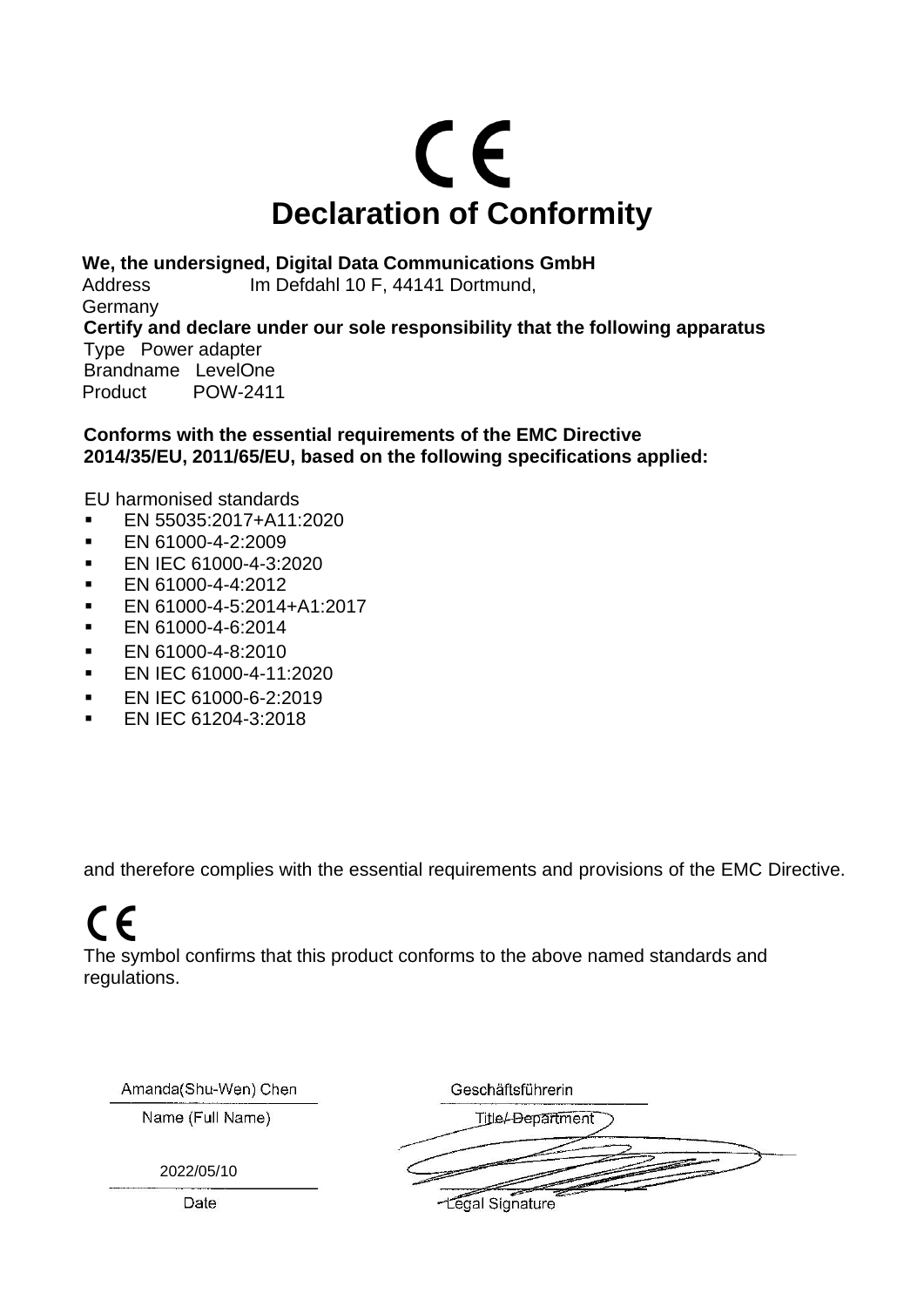CE

# Declaration of Conformity

**We, the undersigned, Digital Data Communications GmbH**

Address Im Defdahl 10 F, 44141 Dortmund, Germany

**Certify and declare under our sole responsibility that the following apparatus**

Type Power adapter

Brandname LevelOne

Product POW-2411

**Conforms with the essential requirements of the EMC Directive 2014/35/EU, 2011/65/EU, based on the following specifications applied:**

EU harmonised standards

- EN 55035:2017+A11:2020
- EN 61000-4-2:2009
- EN IEC 61000-4-3:2020
- EN 61000-4-4:2012
- EN 61000-4-5:2014+A1:2017
- EN 61000-4-6:2014
- EN 61000-4-8:2010
- EN IEC 61000-4-11:2020
- EN IEC 61000-6-2:2019
- EN IEC 61204-3:2018

and therefore complies with the essential requirements and provisions of the EMC Directive.

CE

The symbol confirms that this product conforms to the above named standards and regulations.

| Amanda(Shu-Wen) Chen | Geschäftsführerin |
|---|---|
| Name (Full Name) | Title/ Department |
| 2022/05/10 | |
| Date | Legal Signature |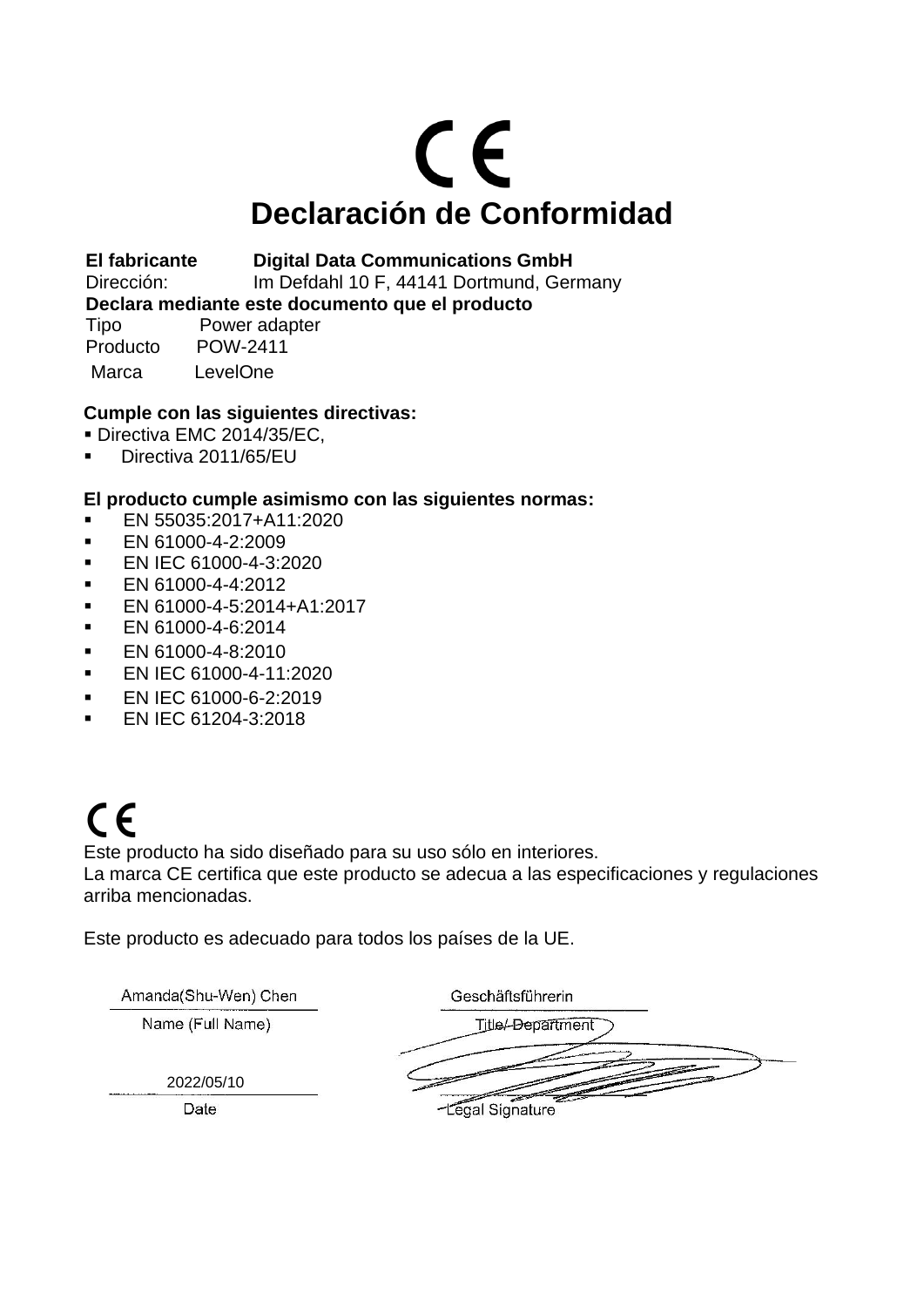CE

# Declaración de Conformidad

**El fabricante** **Digital Data Communications GmbH**
Dirección: Im Defdahl 10 F, 44141 Dortmund, Germany
**Declara mediante este documento que el producto**
Tipo Power adapter
Producto POW-2411
Marca LevelOne

**Cumple con las siguientes directivas:**

- Directiva EMC 2014/35/EC,
- Directiva 2011/65/EU

**El producto cumple asimismo con las siguientes normas:**

- EN 55035:2017+A11:2020
- EN 61000-4-2:2009
- EN IEC 61000-4-3:2020
- EN 61000-4-4:2012
- EN 61000-4-5:2014+A1:2017
- EN 61000-4-6:2014
- EN 61000-4-8:2010
- EN IEC 61000-4-11:2020
- EN IEC 61000-6-2:2019
- EN IEC 61204-3:2018

CE

Este producto ha sido diseñado para su uso sólo en interiores.
La marca CE certifica que este producto se adecua a las especificaciones y regulaciones arriba mencionadas.

Este producto es adecuado para todos los países de la UE.

| Amanda(Shu-Wen) Chen | Geschäftsführerin |
|---|---|
| Name (Full Name) | Title/ Department |
| 2022/05/10 | |
| Date | Legal Signature |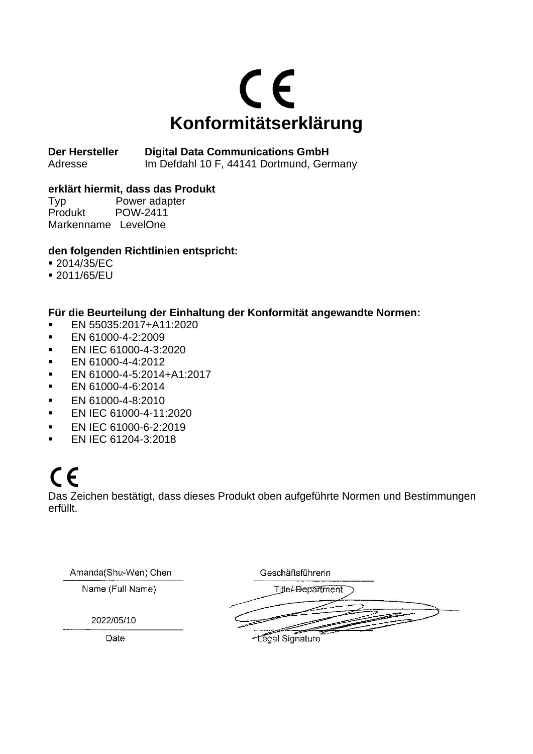# CE

# Konformitätserklärung

**Der Hersteller** **Digital Data Communications GmbH**
Adresse Im Defdahl 10 F, 44141 Dortmund, Germany

**erklärt hiermit, dass das Produkt**
Typ Power adapter
Produkt POW-2411
Markenname LevelOne

**den folgenden Richtlinien entspricht:**

- 2014/35/EC
- 2011/65/EU

**Für die Beurteilung der Einhaltung der Konformität angewandte Normen:**

- EN 55035:2017+A11:2020
- EN 61000-4-2:2009
- EN IEC 61000-4-3:2020
- EN 61000-4-4:2012
- EN 61000-4-5:2014+A1:2017
- EN 61000-4-6:2014
- EN 61000-4-8:2010
- EN IEC 61000-4-11:2020
- EN IEC 61000-6-2:2019
- EN IEC 61204-3:2018

CE

Das Zeichen bestätigt, dass dieses Produkt oben aufgeführte Normen und Bestimmungen erfüllt.

| Amanda(Shu-Wen) Chen | Geschäftsführerin |
|---|---|
| Name (Full Name) | Title/ Department |
| 2022/05/10 | |
| Date | Legal Signature |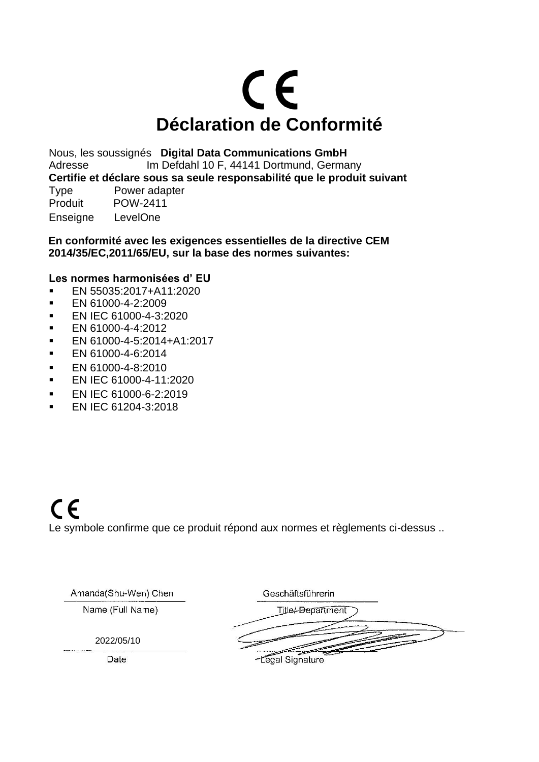CE

# Déclaration de Conformité

Nous, les soussignés **Digital Data Communications GmbH**
Adresse Im Defdahl 10 F, 44141 Dortmund, Germany
**Certifie et déclare sous sa seule responsabilité que le produit suivant**
Type Power adapter
Produit POW-2411
Enseigne LevelOne

**En conformité avec les exigences essentielles de la directive CEM 2014/35/EC,2011/65/EU, sur la base des normes suivantes:**

**Les normes harmonisées d' EU**

- EN 55035:2017+A11:2020
- EN 61000-4-2:2009
- EN IEC 61000-4-3:2020
- EN 61000-4-4:2012
- EN 61000-4-5:2014+A1:2017
- EN 61000-4-6:2014
- EN 61000-4-8:2010
- EN IEC 61000-4-11:2020
- EN IEC 61000-6-2:2019
- EN IEC 61204-3:2018

CE

Le symbole confirme que ce produit répond aux normes et règlements ci-dessus ..

| Amanda(Shu-Wen) Chen | Geschäftsführerin |
|---|---|
| Name (Full Name) | Title/ Department |
| 2022/05/10 | |
| Date | Legal Signature |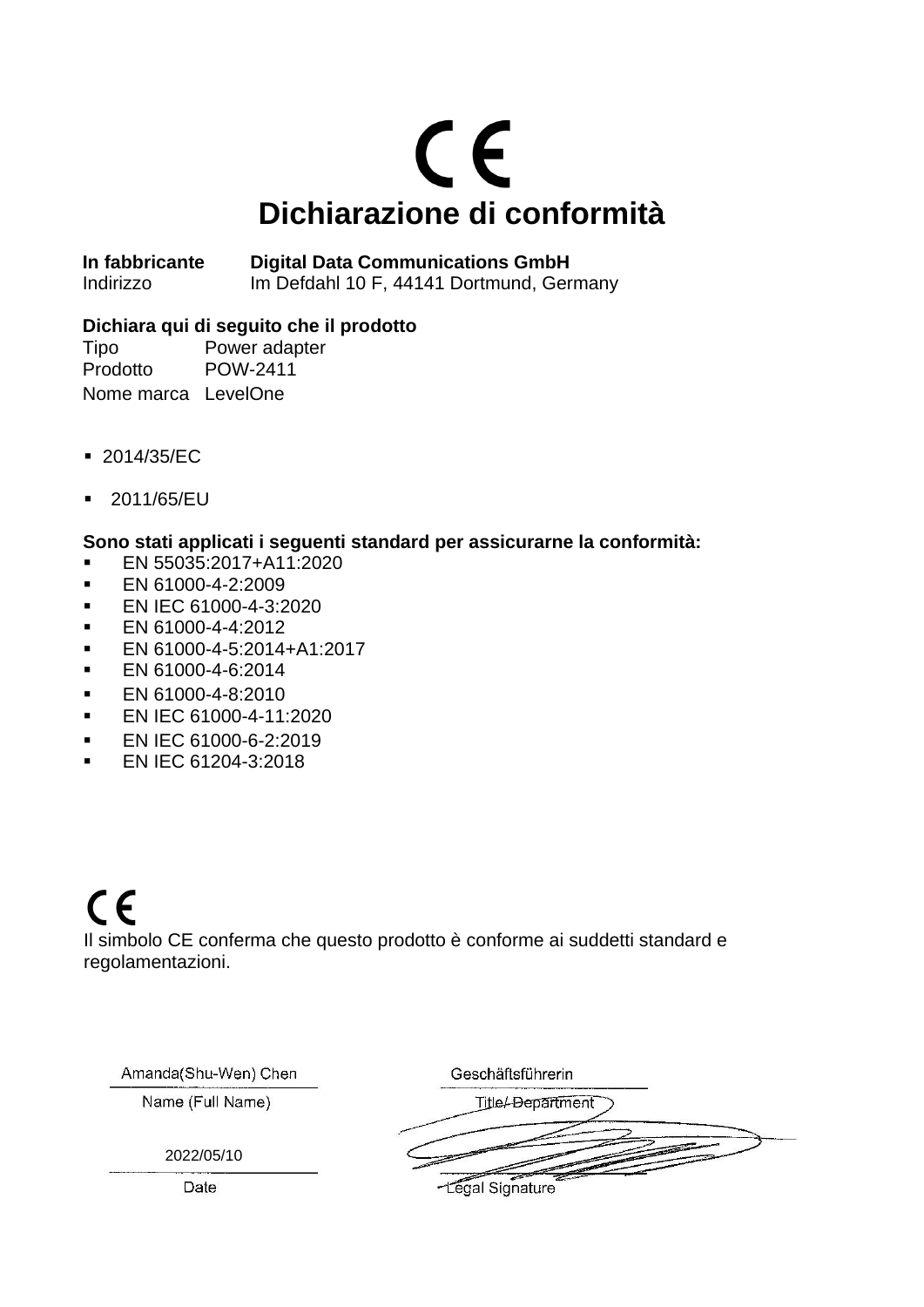CE

# Dichiarazione di conformità

**In fabbricante** **Digital Data Communications GmbH**
Indirizzo Im Defdahl 10 F, 44141 Dortmund, Germany

**Dichiara qui di seguito che il prodotto**
Tipo Power adapter
Prodotto POW-2411
Nome marca LevelOne

- 2014/35/EC
- 2011/65/EU

**Sono stati applicati i seguenti standard per assicurarne la conformità:**

- EN 55035:2017+A11:2020
- EN 61000-4-2:2009
- EN IEC 61000-4-3:2020
- EN 61000-4-4:2012
- EN 61000-4-5:2014+A1:2017
- EN 61000-4-6:2014
- EN 61000-4-8:2010
- EN IEC 61000-4-11:2020
- EN IEC 61000-6-2:2019
- EN IEC 61204-3:2018

CE

Il simbolo CE conferma che questo prodotto è conforme ai suddetti standard e regolamentazioni.

| Amanda(Shu-Wen) Chen | Geschäftsführerin |
|---|---|
| Name (Full Name) | Title/ Department |
| 2022/05/10 | |
| Date | Legal Signature |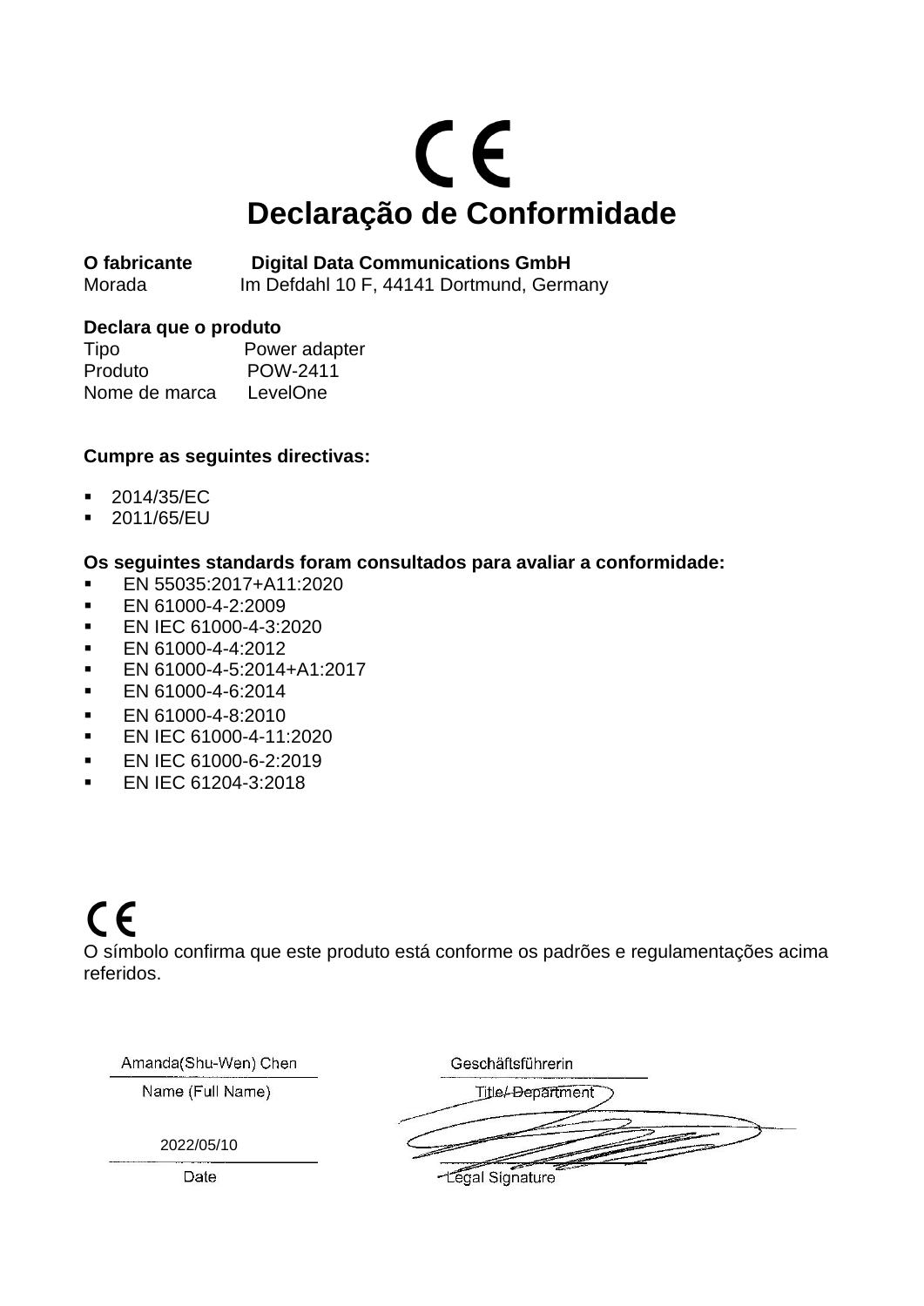CE

# Declaração de Conformidade

**O fabricante** **Digital Data Communications GmbH**
Morada Im Defdahl 10 F, 44141 Dortmund, Germany

**Declara que o produto**
Tipo Power adapter
Produto POW-2411
Nome de marca LevelOne

**Cumpre as seguintes directivas:**

- 2014/35/EC
- 2011/65/EU

**Os seguintes standards foram consultados para avaliar a conformidade:**

- EN 55035:2017+A11:2020
- EN 61000-4-2:2009
- EN IEC 61000-4-3:2020
- EN 61000-4-4:2012
- EN 61000-4-5:2014+A1:2017
- EN 61000-4-6:2014
- EN 61000-4-8:2010
- EN IEC 61000-4-11:2020
- EN IEC 61000-6-2:2019
- EN IEC 61204-3:2018

CE

O símbolo confirma que este produto está conforme os padrões e regulamentações acima referidos.

Amanda(Shu-Wen) Chen
Name (Full Name)

2022/05/10
Date

Geschäftsführerin
Title/ Department

Legal Signature